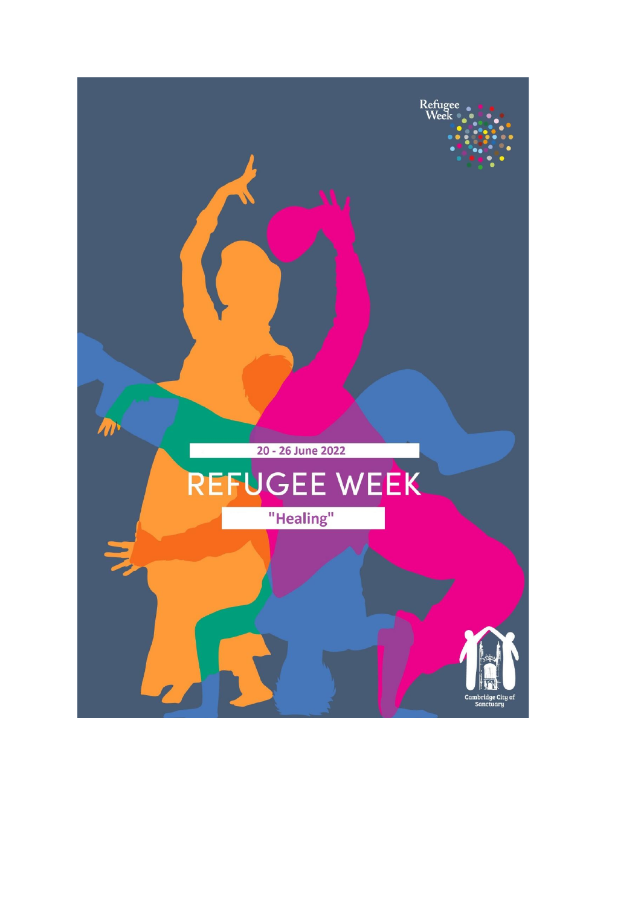Refugee Week

20 - 26 June 2022

# REFUGEE WEEK

"Healing"

Cambridge City of Sanctuary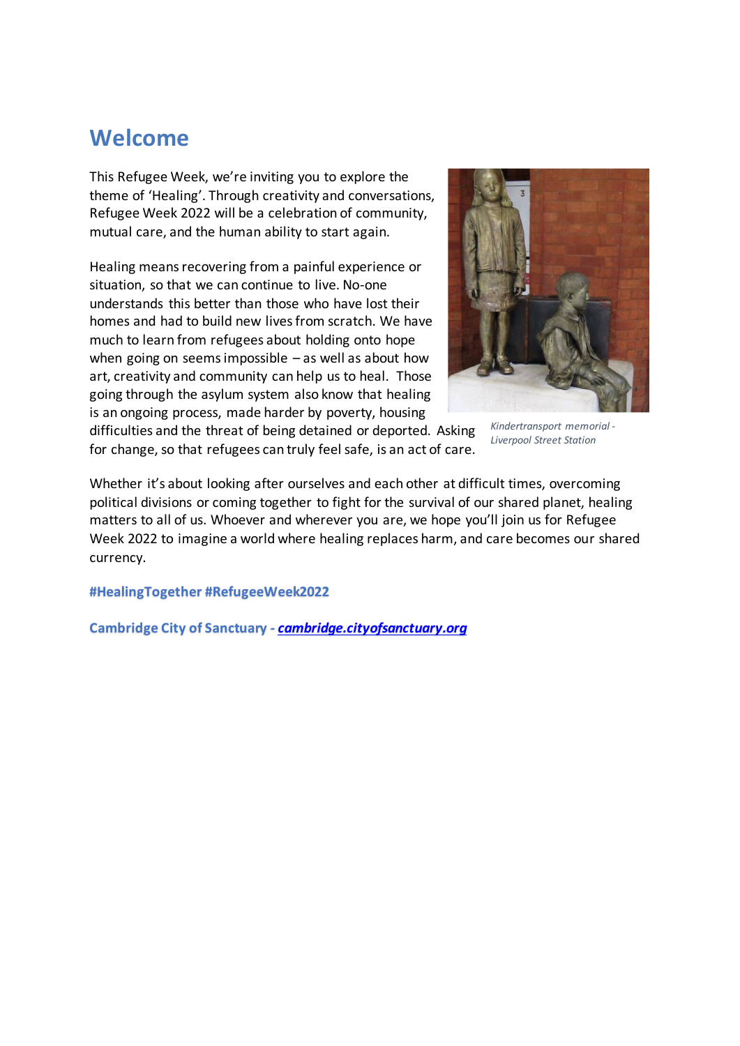# Welcome

This Refugee Week, we're inviting you to explore the theme of 'Healing'. Through creativity and conversations, Refugee Week 2022 will be a celebration of community, mutual care, and the human ability to start again.

Healing means recovering from a painful experience or situation, so that we can continue to live. No-one understands this better than those who have lost their homes and had to build new lives from scratch. We have much to learn from refugees about holding onto hope when going on seems impossible – as well as about how art, creativity and community can help us to heal. Those going through the asylum system also know that healing is an ongoing process, made harder by poverty, housing difficulties and the threat of being detained or deported. Asking for change, so that refugees can truly feel safe, is an act of care.

*Kindertransport memorial - Liverpool Street Station*

Whether it's about looking after ourselves and each other at difficult times, overcoming political divisions or coming together to fight for the survival of our shared planet, healing matters to all of us. Whoever and wherever you are, we hope you'll join us for Refugee Week 2022 to imagine a world where healing replaces harm, and care becomes our shared currency.

**#HealingTogether #RefugeeWeek2022**

**Cambridge City of Sanctuary - *cambridge.cityofsanctuary.org***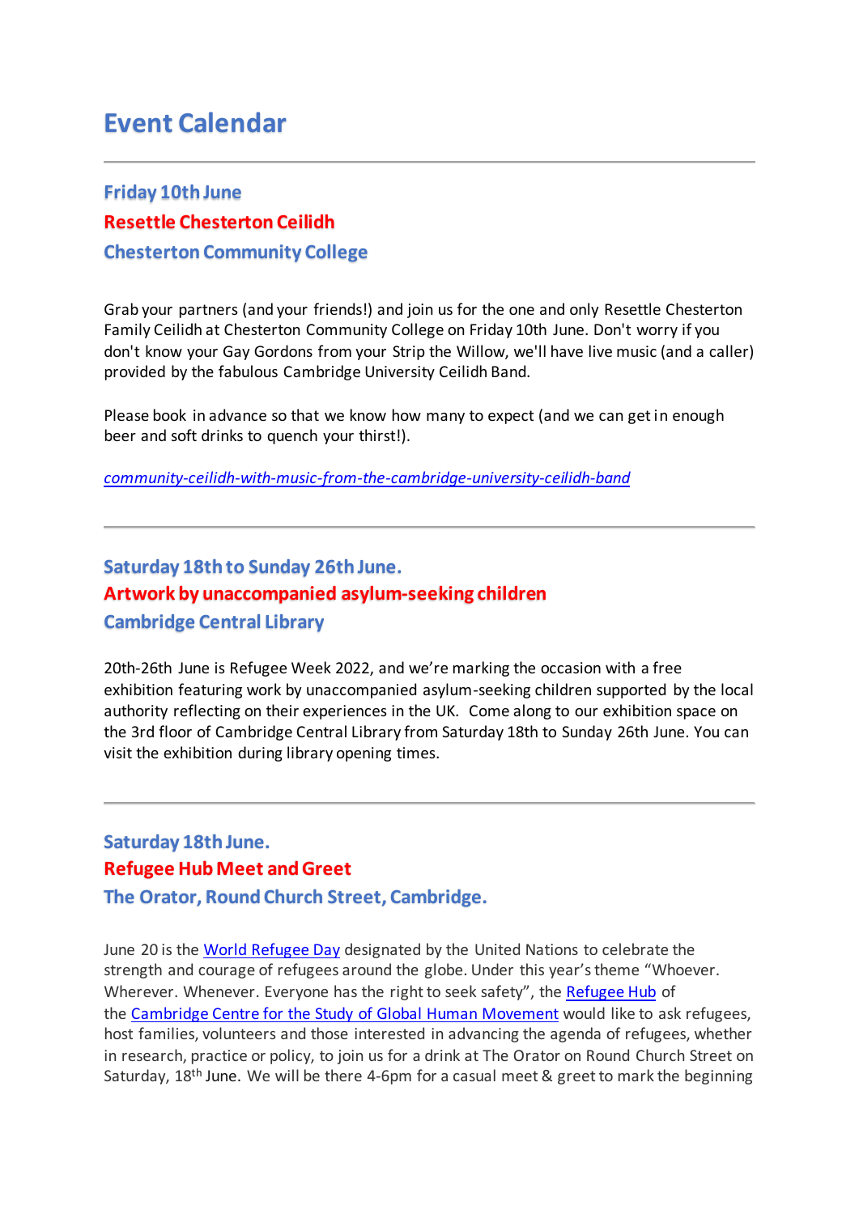# Event Calendar

---

### Friday 10th June
### Resettle Chesterton Ceilidh
### Chesterton Community College

Grab your partners (and your friends!) and join us for the one and only Resettle Chesterton Family Ceilidh at Chesterton Community College on Friday 10th June. Don't worry if you don't know your Gay Gordons from your Strip the Willow, we'll have live music (and a caller) provided by the fabulous Cambridge University Ceilidh Band.

Please book in advance so that we know how many to expect (and we can get in enough beer and soft drinks to quench your thirst!).

*community-ceilidh-with-music-from-the-cambridge-university-ceilidh-band*

---

### Saturday 18th to Sunday 26th June.
### Artwork by unaccompanied asylum-seeking children
### Cambridge Central Library

20th-26th June is Refugee Week 2022, and we're marking the occasion with a free exhibition featuring work by unaccompanied asylum-seeking children supported by the local authority reflecting on their experiences in the UK. Come along to our exhibition space on the 3rd floor of Cambridge Central Library from Saturday 18th to Sunday 26th June. You can visit the exhibition during library opening times.

---

### Saturday 18th June.
### Refugee Hub Meet and Greet
### The Orator, Round Church Street, Cambridge.

June 20 is the World Refugee Day designated by the United Nations to celebrate the strength and courage of refugees around the globe. Under this year's theme "Whoever. Wherever. Whenever. Everyone has the right to seek safety", the Refugee Hub of the Cambridge Centre for the Study of Global Human Movement would like to ask refugees, host families, volunteers and those interested in advancing the agenda of refugees, whether in research, practice or policy, to join us for a drink at The Orator on Round Church Street on Saturday, 18th June. We will be there 4-6pm for a casual meet & greet to mark the beginning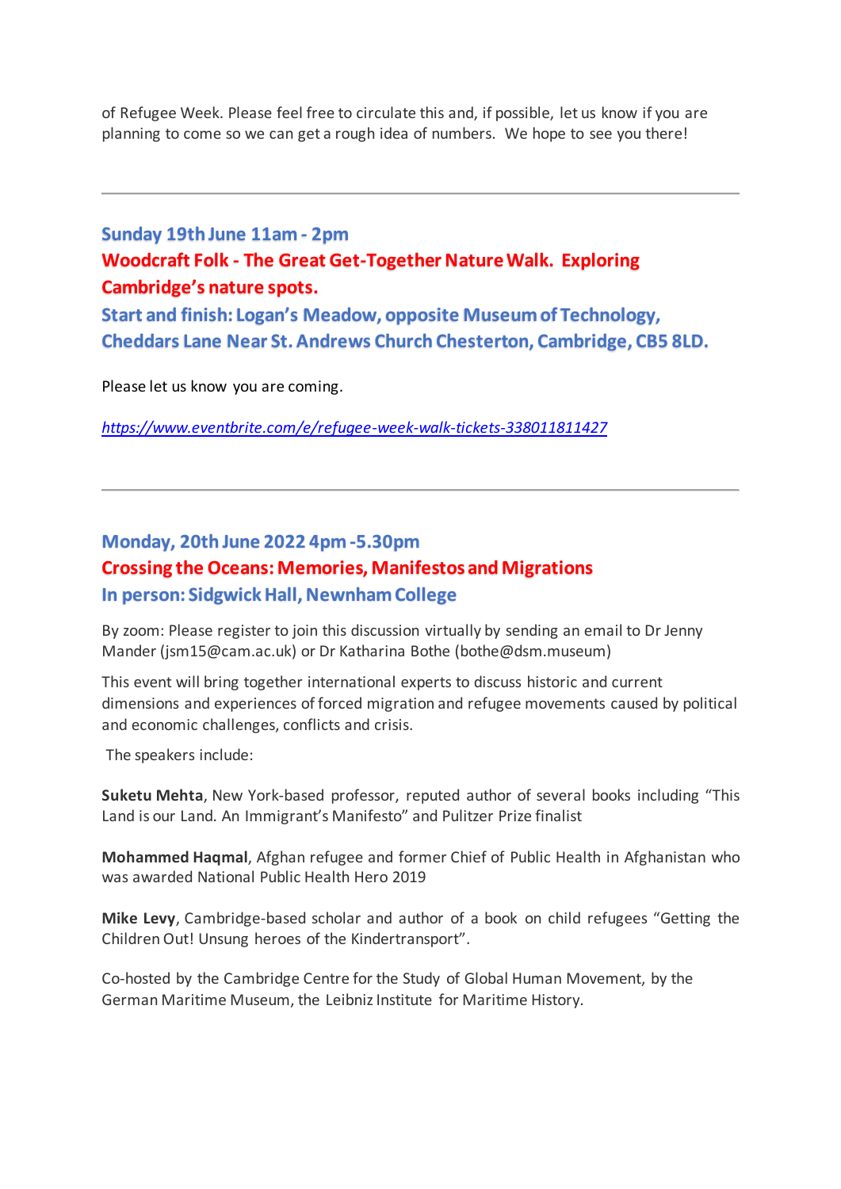of Refugee Week. Please feel free to circulate this and, if possible, let us know if you are planning to come so we can get a rough idea of numbers. We hope to see you there!

---

### Sunday 19th June 11am - 2pm

### Woodcraft Folk - The Great Get-Together Nature Walk. Exploring Cambridge's nature spots.

### Start and finish: Logan's Meadow, opposite Museum of Technology, Cheddars Lane Near St. Andrews Church Chesterton, Cambridge, CB5 8LD.

Please let us know you are coming.

*https://www.eventbrite.com/e/refugee-week-walk-tickets-338011811427*

---

### Monday, 20th June 2022 4pm -5.30pm

### Crossing the Oceans: Memories, Manifestos and Migrations

### In person: Sidgwick Hall, Newnham College

By zoom: Please register to join this discussion virtually by sending an email to Dr Jenny Mander (jsm15@cam.ac.uk) or Dr Katharina Bothe (bothe@dsm.museum)

This event will bring together international experts to discuss historic and current dimensions and experiences of forced migration and refugee movements caused by political and economic challenges, conflicts and crisis.

The speakers include:

**Suketu Mehta**, New York-based professor, reputed author of several books including "This Land is our Land. An Immigrant's Manifesto" and Pulitzer Prize finalist

**Mohammed Haqmal**, Afghan refugee and former Chief of Public Health in Afghanistan who was awarded National Public Health Hero 2019

**Mike Levy**, Cambridge-based scholar and author of a book on child refugees "Getting the Children Out! Unsung heroes of the Kindertransport".

Co-hosted by the Cambridge Centre for the Study of Global Human Movement, by the German Maritime Museum, the Leibniz Institute for Maritime History.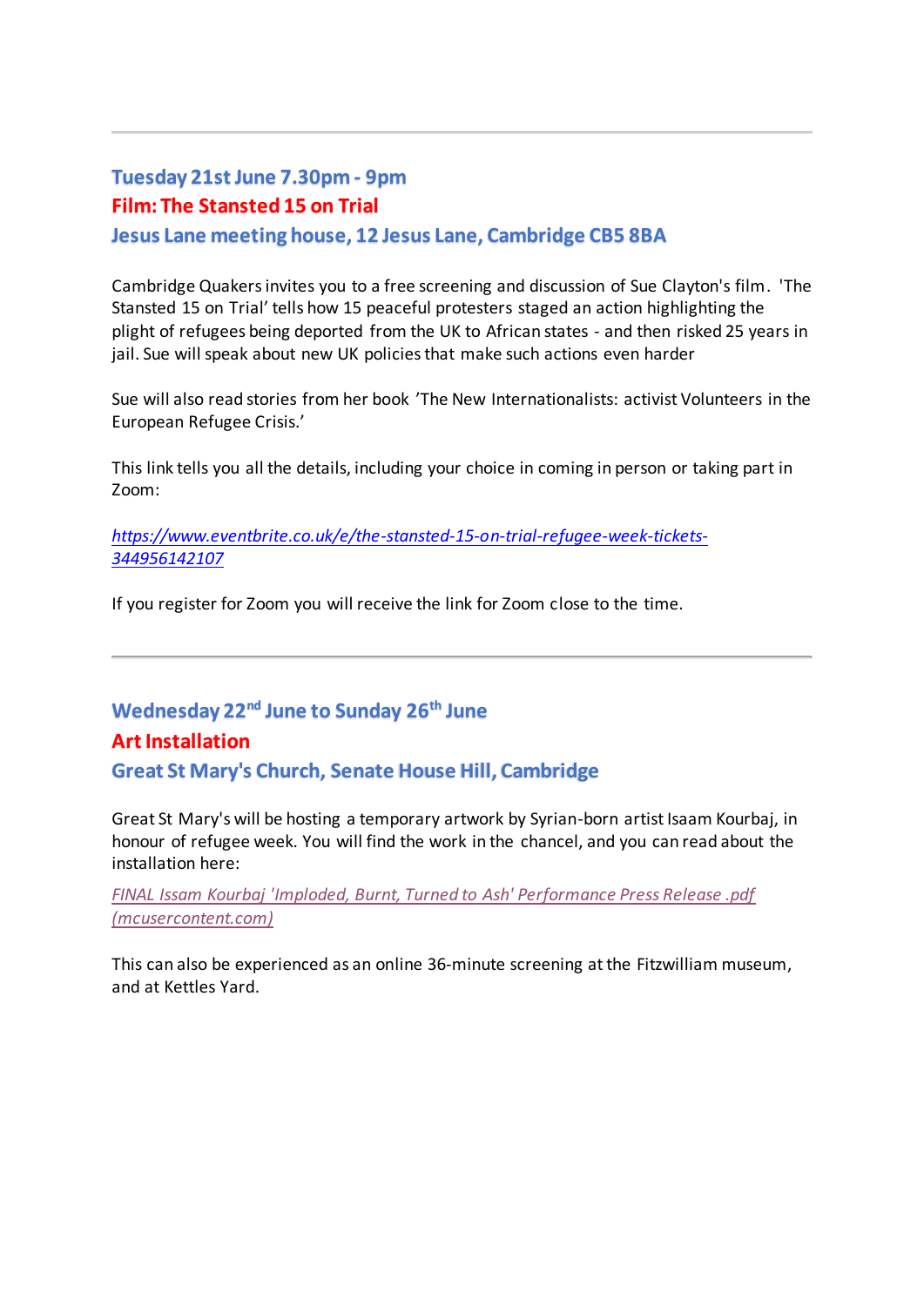---

### Tuesday 21st June 7.30pm - 9pm
### Film: The Stansted 15 on Trial
### Jesus Lane meeting house, 12 Jesus Lane, Cambridge CB5 8BA

Cambridge Quakers invites you to a free screening and discussion of Sue Clayton's film. 'The Stansted 15 on Trial' tells how 15 peaceful protesters staged an action highlighting the plight of refugees being deported from the UK to African states - and then risked 25 years in jail. Sue will speak about new UK policies that make such actions even harder

Sue will also read stories from her book 'The New Internationalists: activist Volunteers in the European Refugee Crisis.'

This link tells you all the details, including your choice in coming in person or taking part in Zoom:

*https://www.eventbrite.co.uk/e/the-stansted-15-on-trial-refugee-week-tickets-344956142107*

If you register for Zoom you will receive the link for Zoom close to the time.

---

### Wednesday 22nd June to Sunday 26th June
### Art Installation
### Great St Mary's Church, Senate House Hill, Cambridge

Great St Mary's will be hosting a temporary artwork by Syrian-born artist Isaam Kourbaj, in honour of refugee week. You will find the work in the chancel, and you can read about the installation here:

*FINAL Issam Kourbaj 'Imploded, Burnt, Turned to Ash' Performance Press Release .pdf (mcusercontent.com)*

This can also be experienced as an online 36-minute screening at the Fitzwilliam museum, and at Kettles Yard.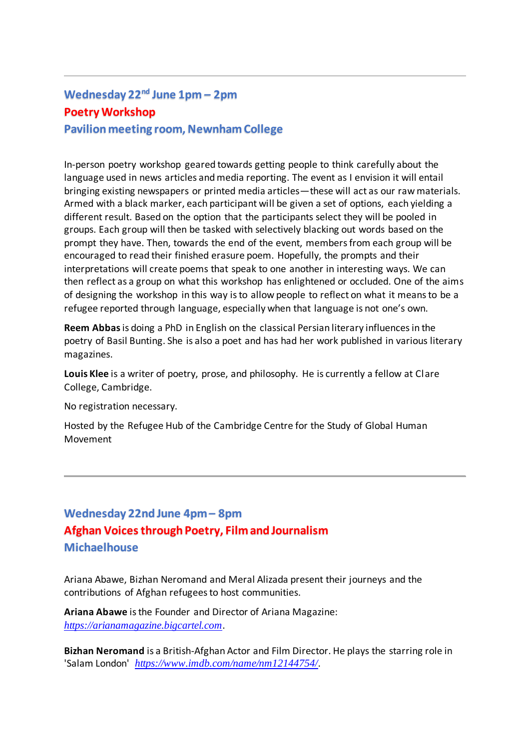---

### Wednesday 22nd June 1pm – 2pm
### Poetry Workshop
### Pavilion meeting room, Newnham College

In-person poetry workshop geared towards getting people to think carefully about the language used in news articles and media reporting. The event as I envision it will entail bringing existing newspapers or printed media articles—these will act as our raw materials. Armed with a black marker, each participant will be given a set of options, each yielding a different result. Based on the option that the participants select they will be pooled in groups. Each group will then be tasked with selectively blacking out words based on the prompt they have. Then, towards the end of the event, members from each group will be encouraged to read their finished erasure poem. Hopefully, the prompts and their interpretations will create poems that speak to one another in interesting ways. We can then reflect as a group on what this workshop has enlightened or occluded. One of the aims of designing the workshop in this way is to allow people to reflect on what it means to be a refugee reported through language, especially when that language is not one's own.

**Reem Abbas** is doing a PhD in English on the classical Persian literary influences in the poetry of Basil Bunting. She is also a poet and has had her work published in various literary magazines.

**Louis Klee** is a writer of poetry, prose, and philosophy. He is currently a fellow at Clare College, Cambridge.

No registration necessary.

Hosted by the Refugee Hub of the Cambridge Centre for the Study of Global Human Movement

---

### Wednesday 22nd June 4pm – 8pm
### Afghan Voices through Poetry, Film and Journalism
### Michaelhouse

Ariana Abawe, Bizhan Neromand and Meral Alizada present their journeys and the contributions of Afghan refugees to host communities.

**Ariana Abawe** is the Founder and Director of Ariana Magazine: *https://arianamagazine.bigcartel.com*.

**Bizhan Neromand** is a British-Afghan Actor and Film Director. He plays the starring role in 'Salam London' *https://www.imdb.com/name/nm12144754/*.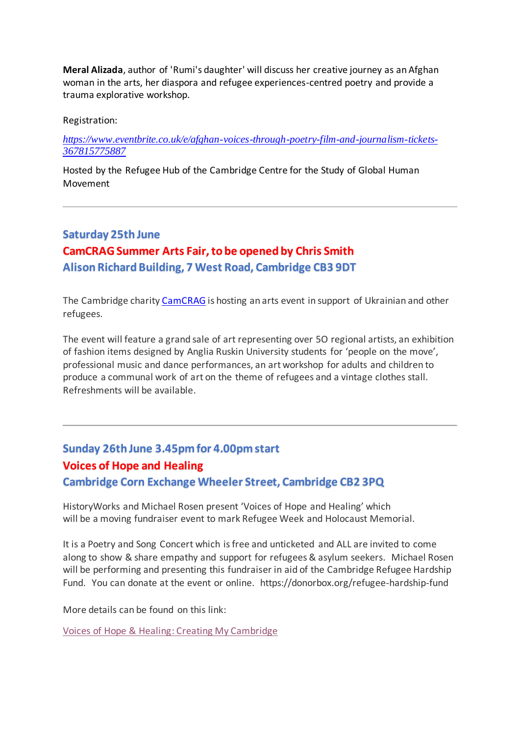**Meral Alizada**, author of 'Rumi's daughter' will discuss her creative journey as an Afghan woman in the arts, her diaspora and refugee experiences-centred poetry and provide a trauma explorative workshop.

Registration:

*[https://www.eventbrite.co.uk/e/afghan-voices-through-poetry-film-and-journalism-tickets-367815775887](https://www.eventbrite.co.uk/e/afghan-voices-through-poetry-film-and-journalism-tickets-367815775887)*

Hosted by the Refugee Hub of the Cambridge Centre for the Study of Global Human Movement

---

### Saturday 25th June
### CamCRAG Summer Arts Fair, to be opened by Chris Smith
### Alison Richard Building, 7 West Road, Cambridge CB3 9DT

The Cambridge charity [CamCRAG](CamCRAG) is hosting an arts event in support of Ukrainian and other refugees.

The event will feature a grand sale of art representing over 50 regional artists, an exhibition of fashion items designed by Anglia Ruskin University students for 'people on the move', professional music and dance performances, an art workshop for adults and children to produce a communal work of art on the theme of refugees and a vintage clothes stall. Refreshments will be available.

---

### Sunday 26th June 3.45pm for 4.00pm start
### Voices of Hope and Healing
### Cambridge Corn Exchange Wheeler Street, Cambridge CB2 3PQ

HistoryWorks and Michael Rosen present 'Voices of Hope and Healing' which will be a moving fundraiser event to mark Refugee Week and Holocaust Memorial.

It is a Poetry and Song Concert which is free and unticketed and ALL are invited to come along to show & share empathy and support for refugees & asylum seekers. Michael Rosen will be performing and presenting this fundraiser in aid of the Cambridge Refugee Hardship Fund. You can donate at the event or online. https://donorbox.org/refugee-hardship-fund

More details can be found on this link:

[Voices of Hope & Healing: Creating My Cambridge](Voices of Hope & Healing: Creating My Cambridge)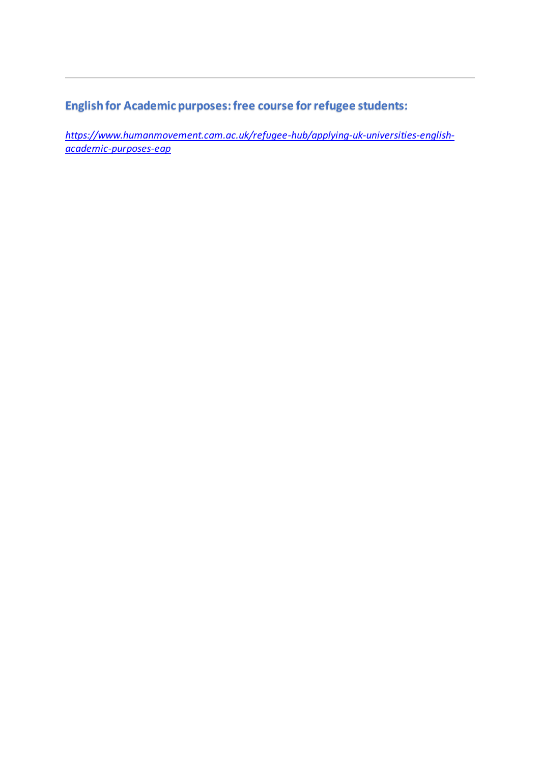---

## English for Academic purposes: free course for refugee students:

*https://www.humanmovement.cam.ac.uk/refugee-hub/applying-uk-universities-english-academic-purposes-eap*